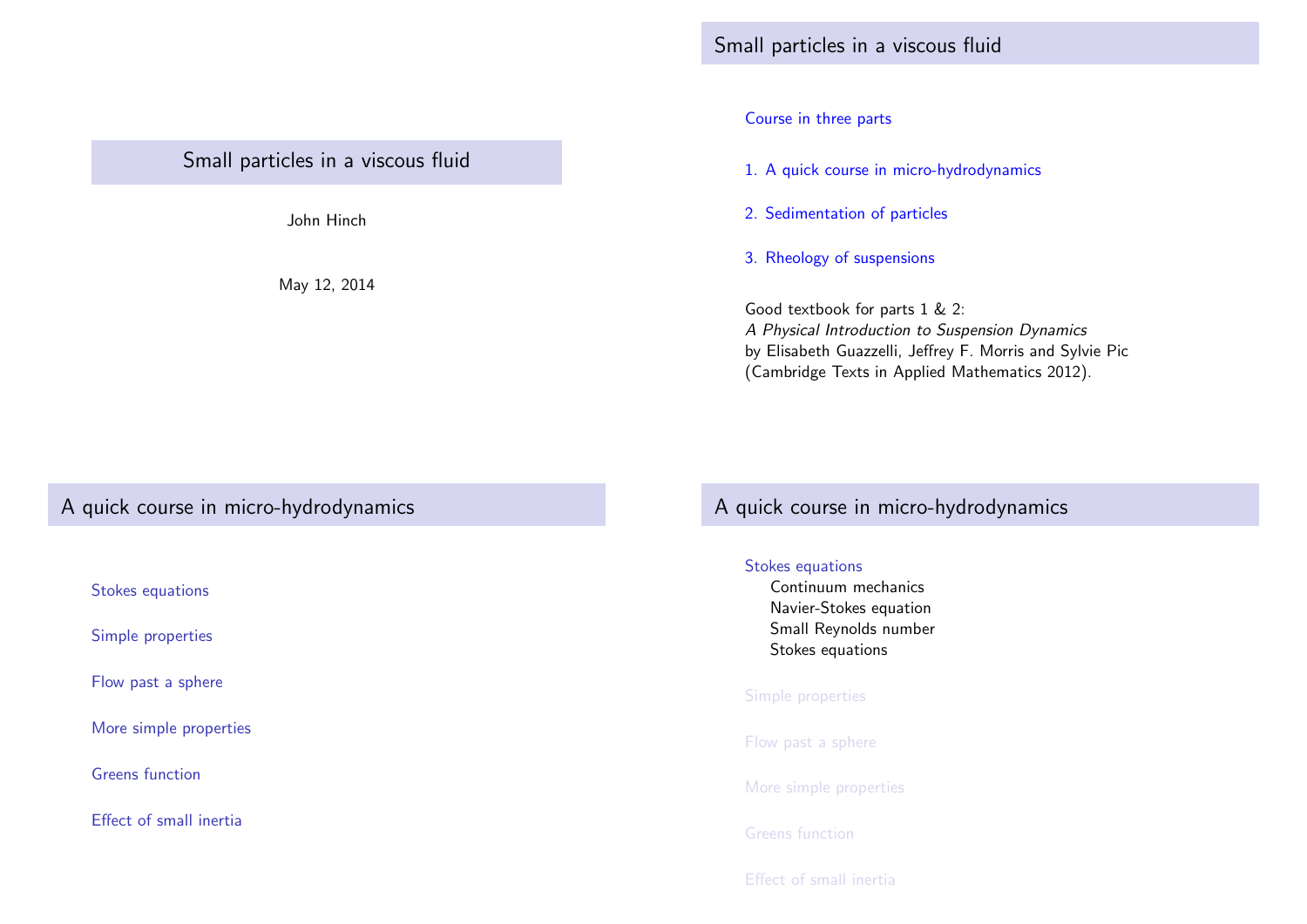# Small particles in a viscous fluid

John Hinch

May 12, 2014

## Small particles in a viscous fluid

Course in three parts

1. A quick course in micro-hydrodynamics
2. Sedimentation of particles
3. Rheology of suspensions

Good textbook for parts 1 & 2:
*A Physical Introduction to Suspension Dynamics*
by Elisabeth Guazzelli, Jeffrey F. Morris and Sylvie Pic
(Cambridge Texts in Applied Mathematics 2012).

## A quick course in micro-hydrodynamics

- Stokes equations
- Simple properties
- Flow past a sphere
- More simple properties
- Greens function
- Effect of small inertia

## A quick course in micro-hydrodynamics

- Stokes equations
  - Continuum mechanics
  - Navier-Stokes equation
  - Small Reynolds number
  - Stokes equations
- Simple properties
- Flow past a sphere
- More simple properties
- Greens function
- Effect of small inertia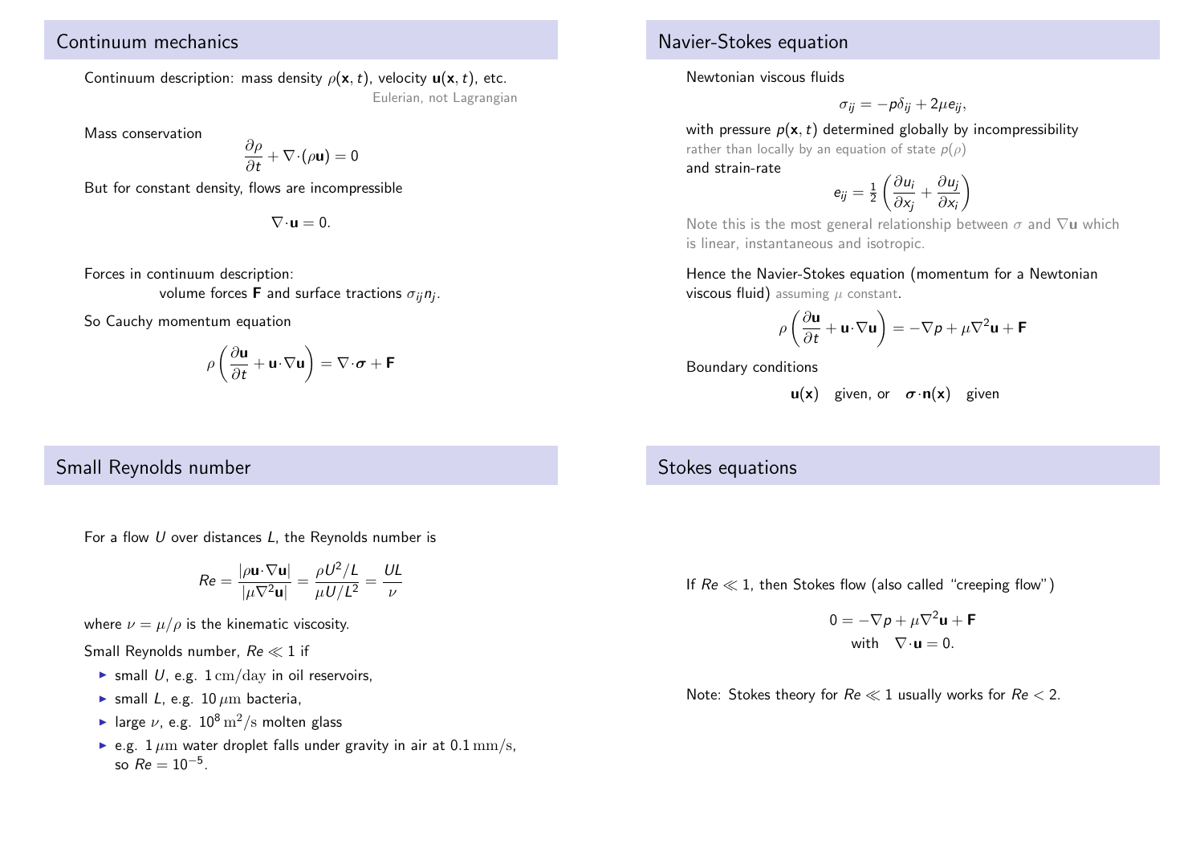## Continuum mechanics

Continuum description: mass density $\rho(\mathbf{x}, t)$, velocity $\mathbf{u}(\mathbf{x}, t)$, etc.

Eulerian, not Lagrangian

Mass conservation

$$\frac{\partial \rho}{\partial t} + \nabla \cdot (\rho \mathbf{u}) = 0$$

But for constant density, flows are incompressible

$$\nabla \cdot \mathbf{u} = 0.$$

Forces in continuum description:

volume forces $\mathbf{F}$ and surface tractions $\sigma_{ij} n_j$.

So Cauchy momentum equation

$$\rho \left( \frac{\partial \mathbf{u}}{\partial t} + \mathbf{u} \cdot \nabla \mathbf{u} \right) = \nabla \cdot \boldsymbol{\sigma} + \mathbf{F}$$

## Navier-Stokes equation

Newtonian viscous fluids

$$\sigma_{ij} = -p\delta_{ij} + 2\mu e_{ij},$$

with pressure $p(\mathbf{x}, t)$ determined globally by incompressibility rather than locally by an equation of state $p(\rho)$ and strain-rate

$$e_{ij} = \frac{1}{2} \left( \frac{\partial u_i}{\partial x_j} + \frac{\partial u_j}{\partial x_i} \right)$$

Note this is the most general relationship between $\sigma$ and $\nabla \mathbf{u}$ which is linear, instantaneous and isotropic.

Hence the Navier-Stokes equation (momentum for a Newtonian viscous fluid) assuming $\mu$ constant.

$$\rho \left( \frac{\partial \mathbf{u}}{\partial t} + \mathbf{u} \cdot \nabla \mathbf{u} \right) = -\nabla p + \mu \nabla^2 \mathbf{u} + \mathbf{F}$$

Boundary conditions

$$\mathbf{u}(\mathbf{x}) \quad \text{given, or} \quad \boldsymbol{\sigma} \cdot \mathbf{n}(\mathbf{x}) \quad \text{given}$$

## Small Reynolds number

For a flow $U$ over distances $L$, the Reynolds number is

$$Re = \frac{|\rho \mathbf{u} \cdot \nabla \mathbf{u}|}{|\mu \nabla^2 \mathbf{u}|} = \frac{\rho U^2 / L}{\mu U / L^2} = \frac{UL}{\nu}$$

where $\nu = \mu / \rho$ is the kinematic viscosity.

Small Reynolds number, $Re \ll 1$ if

- small $U$, e.g. $1\,\mathrm{cm/day}$ in oil reservoirs,
- small $L$, e.g. $10\,\mu\mathrm{m}$ bacteria,
- large $\nu$, e.g. $10^8\,\mathrm{m^2/s}$ molten glass
- e.g. $1\,\mu\mathrm{m}$ water droplet falls under gravity in air at $0.1\,\mathrm{mm/s}$, so $Re = 10^{-5}$.

## Stokes equations

If $Re \ll 1$, then Stokes flow (also called "creeping flow")

$$0 = -\nabla p + \mu \nabla^2 \mathbf{u} + \mathbf{F}$$
$$\text{with} \quad \nabla \cdot \mathbf{u} = 0.$$

Note: Stokes theory for $Re \ll 1$ usually works for $Re < 2$.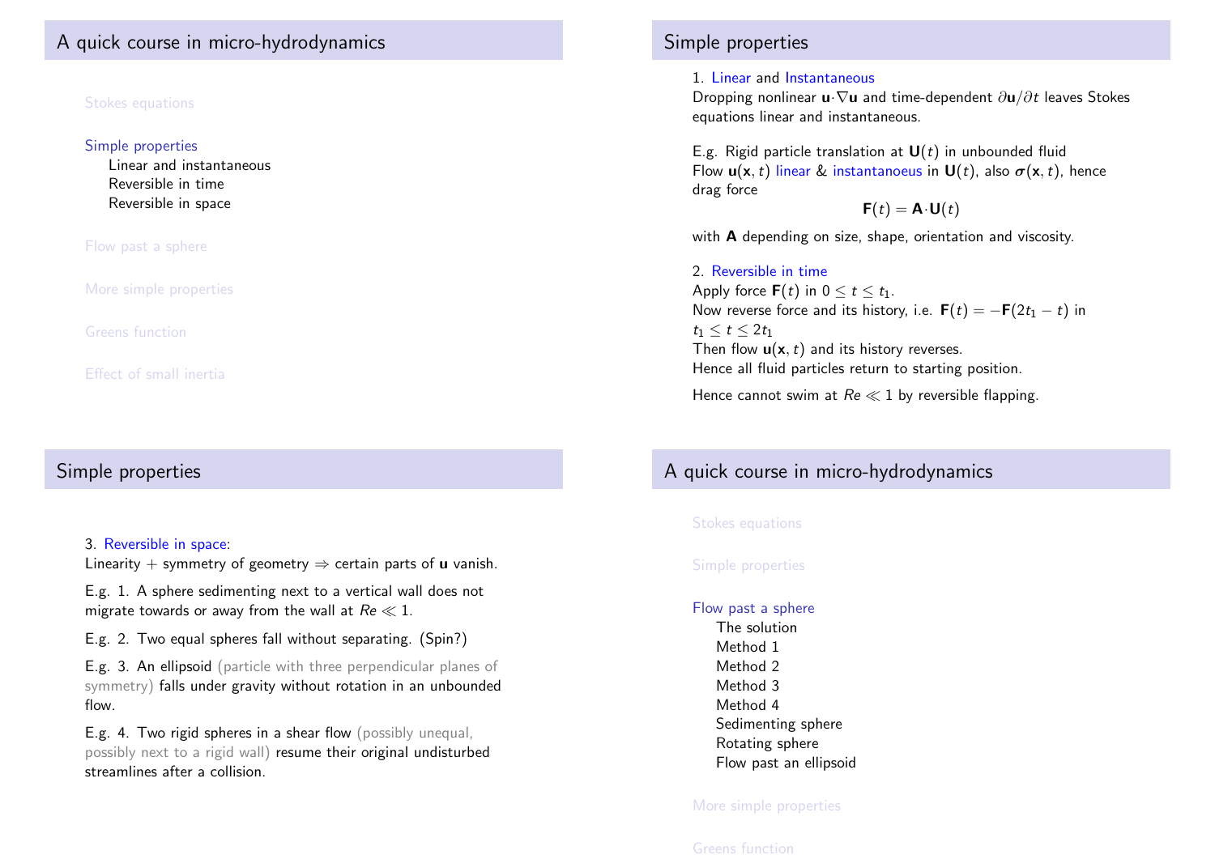## A quick course in micro-hydrodynamics

Stokes equations

Simple properties
- Linear and instantaneous
- Reversible in time
- Reversible in space

Flow past a sphere

More simple properties

Greens function

Effect of small inertia

## Simple properties

1. Linear and Instantaneous
Dropping nonlinear $\mathbf{u}\cdot\nabla\mathbf{u}$ and time-dependent $\partial\mathbf{u}/\partial t$ leaves Stokes equations linear and instantaneous.

E.g. Rigid particle translation at $\mathbf{U}(t)$ in unbounded fluid
Flow $\mathbf{u}(\mathbf{x}, t)$ linear & instantanoeus in $\mathbf{U}(t)$, also $\boldsymbol{\sigma}(\mathbf{x}, t)$, hence drag force

$$\mathbf{F}(t) = \mathbf{A}\cdot\mathbf{U}(t)$$

with $\mathbf{A}$ depending on size, shape, orientation and viscosity.

2. Reversible in time
Apply force $\mathbf{F}(t)$ in $0 \leq t \leq t_1$.
Now reverse force and its history, i.e. $\mathbf{F}(t) = -\mathbf{F}(2t_1 - t)$ in $t_1 \leq t \leq 2t_1$
Then flow $\mathbf{u}(\mathbf{x}, t)$ and its history reverses.
Hence all fluid particles return to starting position.

Hence cannot swim at $Re \ll 1$ by reversible flapping.

## Simple properties

3. Reversible in space:
Linearity + symmetry of geometry $\Rightarrow$ certain parts of $\mathbf{u}$ vanish.

E.g. 1. A sphere sedimenting next to a vertical wall does not migrate towards or away from the wall at $Re \ll 1$.

E.g. 2. Two equal spheres fall without separating. (Spin?)

E.g. 3. An ellipsoid (particle with three perpendicular planes of symmetry) falls under gravity without rotation in an unbounded flow.

E.g. 4. Two rigid spheres in a shear flow (possibly unequal, possibly next to a rigid wall) resume their original undisturbed streamlines after a collision.

## A quick course in micro-hydrodynamics

Stokes equations

Simple properties

Flow past a sphere
- The solution
- Method 1
- Method 2
- Method 3
- Method 4
- Sedimenting sphere
- Rotating sphere
- Flow past an ellipsoid

More simple properties

Greens function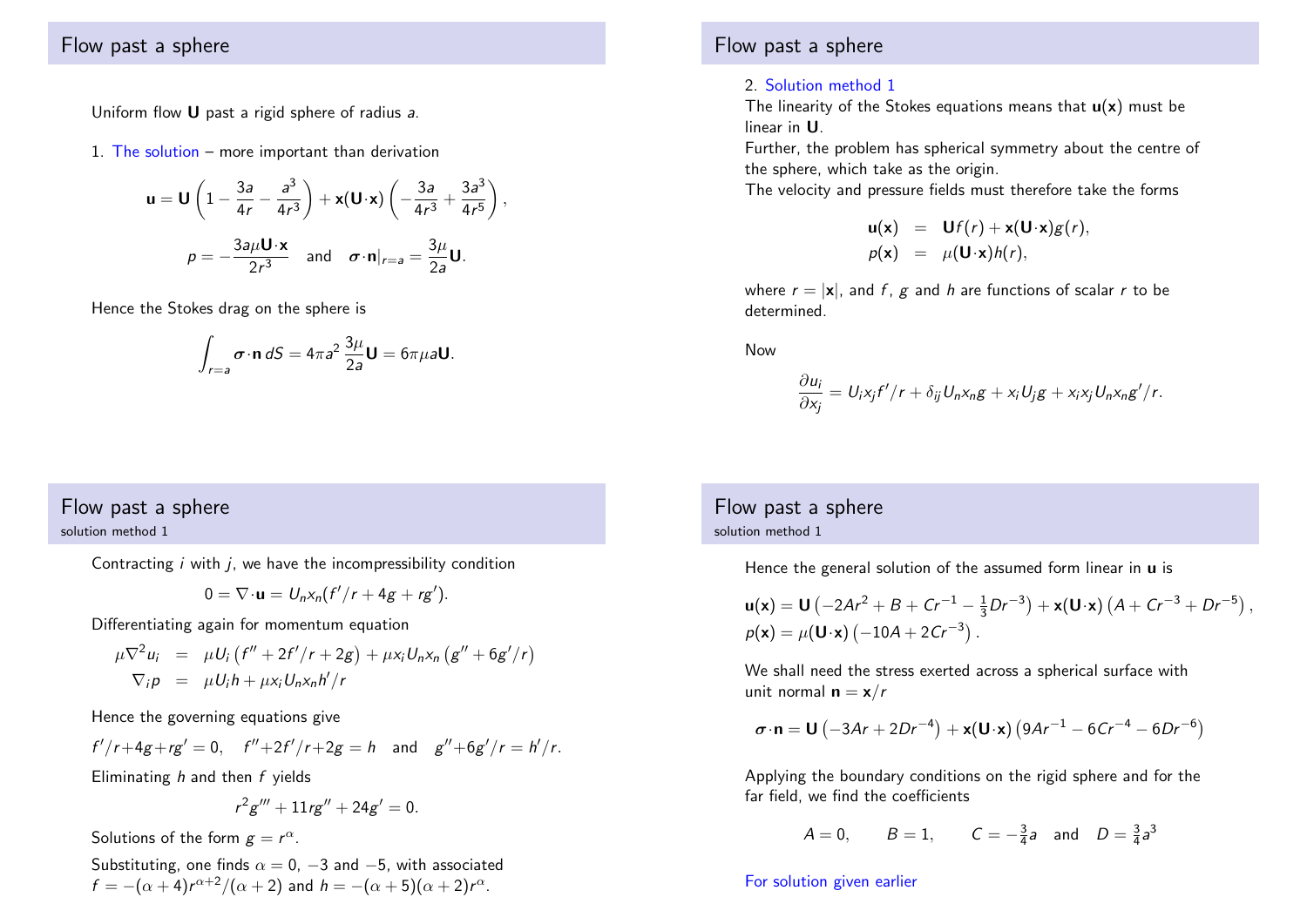## Flow past a sphere

Uniform flow $\mathbf{U}$ past a rigid sphere of radius $a$.

1. The solution – more important than derivation

$$\mathbf{u} = \mathbf{U}\left(1 - \frac{3a}{4r} - \frac{a^3}{4r^3}\right) + \mathbf{x}(\mathbf{U}\cdot\mathbf{x})\left(-\frac{3a}{4r^3} + \frac{3a^3}{4r^5}\right),$$

$$p = -\frac{3a\mu\mathbf{U}\cdot\mathbf{x}}{2r^3} \quad \text{and} \quad \boldsymbol{\sigma}\cdot\mathbf{n}|_{r=a} = \frac{3\mu}{2a}\mathbf{U}.$$

Hence the Stokes drag on the sphere is

$$\int_{r=a} \boldsymbol{\sigma}\cdot\mathbf{n}\,dS = 4\pi a^2\,\frac{3\mu}{2a}\mathbf{U} = 6\pi\mu a\mathbf{U}.$$

## Flow past a sphere

2. Solution method 1

The linearity of the Stokes equations means that $\mathbf{u}(\mathbf{x})$ must be linear in $\mathbf{U}$.

Further, the problem has spherical symmetry about the centre of the sphere, which take as the origin.

The velocity and pressure fields must therefore take the forms

$$\begin{aligned}
\mathbf{u}(\mathbf{x}) &= \mathbf{U}f(r) + \mathbf{x}(\mathbf{U}\cdot\mathbf{x})g(r), \\
p(\mathbf{x}) &= \mu(\mathbf{U}\cdot\mathbf{x})h(r),
\end{aligned}$$

where $r = |\mathbf{x}|$, and $f$, $g$ and $h$ are functions of scalar $r$ to be determined.

Now

$$\frac{\partial u_i}{\partial x_j} = U_i x_j f'/r + \delta_{ij} U_n x_n g + x_i U_j g + x_i x_j U_n x_n g'/r.$$

## Flow past a sphere

solution method 1

Contracting $i$ with $j$, we have the incompressibility condition

$$0 = \nabla\cdot\mathbf{u} = U_n x_n (f'/r + 4g + rg').$$

Differentiating again for momentum equation

$$\begin{aligned}
\mu\nabla^2 u_i &= \mu U_i\left(f'' + 2f'/r + 2g\right) + \mu x_i U_n x_n\left(g'' + 6g'/r\right) \\
\nabla_i p &= \mu U_i h + \mu x_i U_n x_n h'/r
\end{aligned}$$

Hence the governing equations give

$$f'/r + 4g + rg' = 0, \quad f'' + 2f'/r + 2g = h \quad \text{and} \quad g'' + 6g'/r = h'/r.$$

Eliminating $h$ and then $f$ yields

$$r^2 g''' + 11rg'' + 24g' = 0.$$

Solutions of the form $g = r^\alpha$.

Substituting, one finds $\alpha = 0$, $-3$ and $-5$, with associated $f = -(\alpha+4)r^{\alpha+2}/(\alpha+2)$ and $h = -(\alpha+5)(\alpha+2)r^\alpha$.

## Flow past a sphere

solution method 1

Hence the general solution of the assumed form linear in $\mathbf{u}$ is

$$\mathbf{u}(\mathbf{x}) = \mathbf{U}\left(-2Ar^2 + B + Cr^{-1} - \tfrac{1}{3}Dr^{-3}\right) + \mathbf{x}(\mathbf{U}\cdot\mathbf{x})\left(A + Cr^{-3} + Dr^{-5}\right),$$

$$p(\mathbf{x}) = \mu(\mathbf{U}\cdot\mathbf{x})\left(-10A + 2Cr^{-3}\right).$$

We shall need the stress exerted across a spherical surface with unit normal $\mathbf{n} = \mathbf{x}/r$

$$\boldsymbol{\sigma}\cdot\mathbf{n} = \mathbf{U}\left(-3Ar + 2Dr^{-4}\right) + \mathbf{x}(\mathbf{U}\cdot\mathbf{x})\left(9Ar^{-1} - 6Cr^{-4} - 6Dr^{-6}\right)$$

Applying the boundary conditions on the rigid sphere and for the far field, we find the coefficients

$$A = 0, \qquad B = 1, \qquad C = -\tfrac{3}{4}a \quad \text{and} \quad D = \tfrac{3}{4}a^3$$

For solution given earlier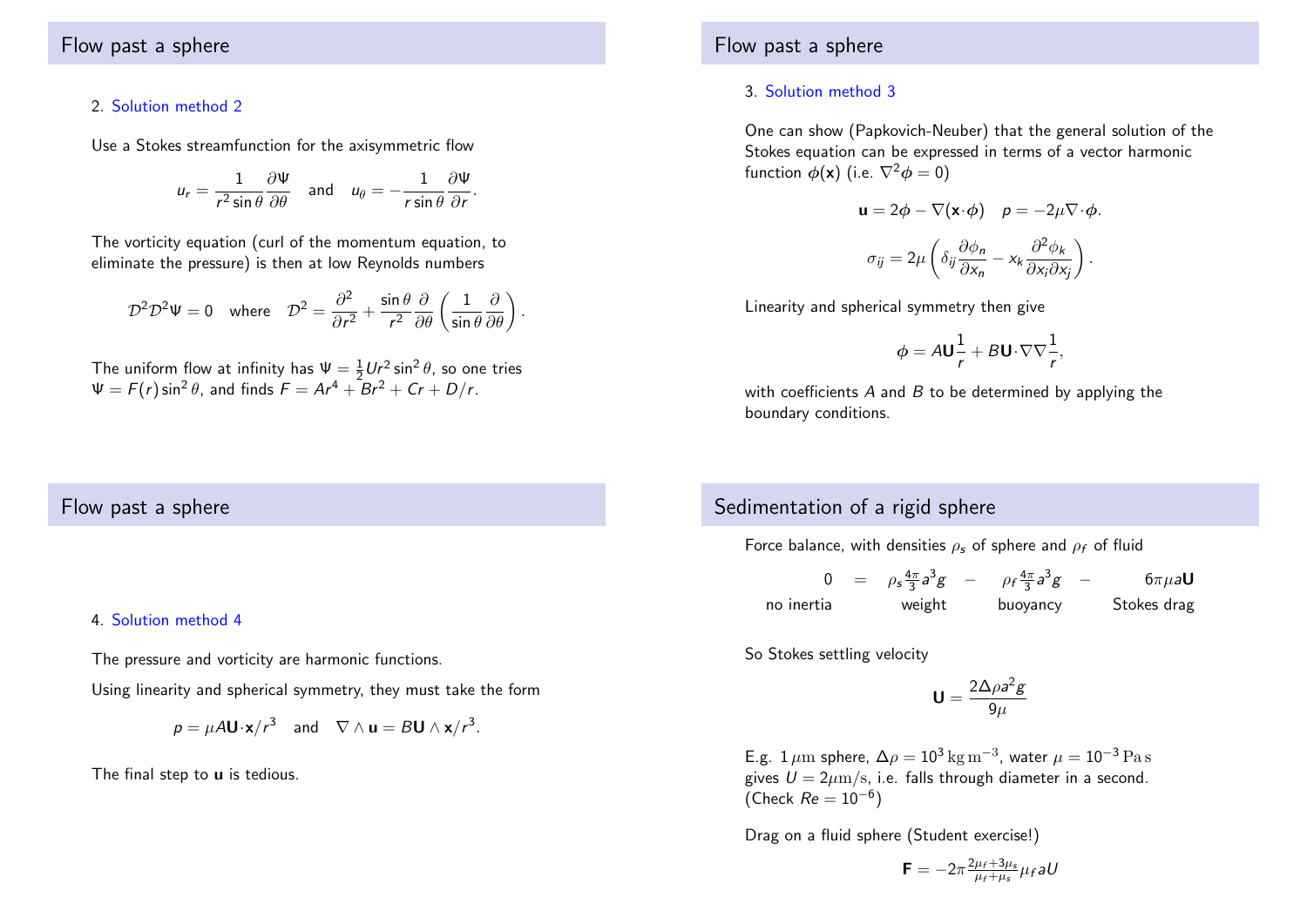## Flow past a sphere

2. Solution method 2

Use a Stokes streamfunction for the axisymmetric flow

$$u_r = \frac{1}{r^2 \sin\theta}\frac{\partial \Psi}{\partial \theta} \quad \text{and} \quad u_\theta = -\frac{1}{r\sin\theta}\frac{\partial \Psi}{\partial r}.$$

The vorticity equation (curl of the momentum equation, to eliminate the pressure) is then at low Reynolds numbers

$$\mathcal{D}^2\mathcal{D}^2\Psi = 0 \quad \text{where} \quad \mathcal{D}^2 = \frac{\partial^2}{\partial r^2} + \frac{\sin\theta}{r^2}\frac{\partial}{\partial\theta}\left(\frac{1}{\sin\theta}\frac{\partial}{\partial\theta}\right).$$

The uniform flow at infinity has $\Psi = \frac{1}{2}Ur^2\sin^2\theta$, so one tries $\Psi = F(r)\sin^2\theta$, and finds $F = Ar^4 + Br^2 + Cr + D/r$.

## Flow past a sphere

3. Solution method 3

One can show (Papkovich-Neuber) that the general solution of the Stokes equation can be expressed in terms of a vector harmonic function $\boldsymbol{\phi}(\mathbf{x})$ (i.e. $\nabla^2\boldsymbol{\phi} = 0$)

$$\mathbf{u} = 2\boldsymbol{\phi} - \nabla(\mathbf{x}\cdot\boldsymbol{\phi}) \quad p = -2\mu\nabla\cdot\boldsymbol{\phi}.$$

$$\sigma_{ij} = 2\mu\left(\delta_{ij}\frac{\partial\phi_n}{\partial x_n} - x_k\frac{\partial^2\phi_k}{\partial x_i\partial x_j}\right).$$

Linearity and spherical symmetry then give

$$\boldsymbol{\phi} = A\mathbf{U}\frac{1}{r} + B\mathbf{U}\cdot\nabla\nabla\frac{1}{r},$$

with coefficients $A$ and $B$ to be determined by applying the boundary conditions.

## Flow past a sphere

4. Solution method 4

The pressure and vorticity are harmonic functions.

Using linearity and spherical symmetry, they must take the form

$$p = \mu A\mathbf{U}\cdot\mathbf{x}/r^3 \quad \text{and} \quad \nabla\wedge\mathbf{u} = B\mathbf{U}\wedge\mathbf{x}/r^3.$$

The final step to $\mathbf{u}$ is tedious.

## Sedimentation of a rigid sphere

Force balance, with densities $\rho_s$ of sphere and $\rho_f$ of fluid

$$\underset{\text{no inertia}}{0} = \underset{\text{weight}}{\rho_s\tfrac{4\pi}{3}a^3 g} - \underset{\text{buoyancy}}{\rho_f\tfrac{4\pi}{3}a^3 g} - \underset{\text{Stokes drag}}{6\pi\mu a\mathbf{U}}$$

So Stokes settling velocity

$$\mathbf{U} = \frac{2\Delta\rho a^2 g}{9\mu}$$

E.g. $1\,\mu\mathrm{m}$ sphere, $\Delta\rho = 10^3\,\mathrm{kg\,m^{-3}}$, water $\mu = 10^{-3}\,\mathrm{Pa\,s}$ gives $U = 2\mu\mathrm{m/s}$, i.e. falls through diameter in a second. (Check $Re = 10^{-6}$)

Drag on a fluid sphere (Student exercise!)

$$\mathbf{F} = -2\pi\tfrac{2\mu_f + 3\mu_s}{\mu_f + \mu_s}\mu_f a U$$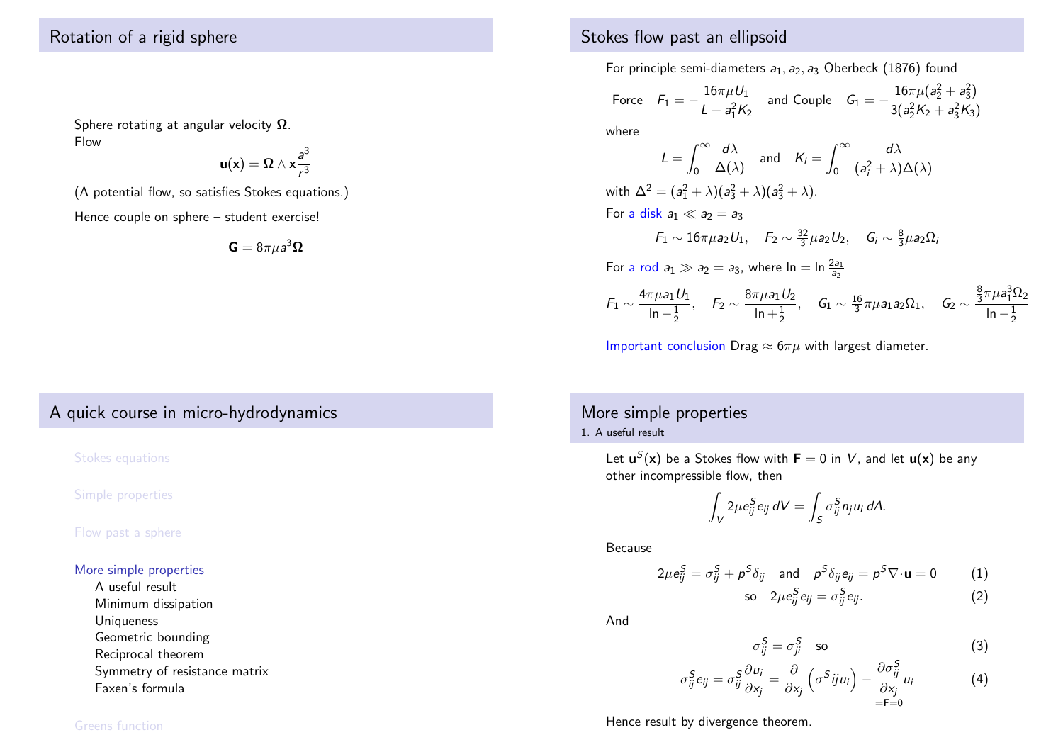## Rotation of a rigid sphere

Sphere rotating at angular velocity $\mathbf{\Omega}$.
Flow

$$\mathbf{u}(\mathbf{x}) = \mathbf{\Omega} \wedge \mathbf{x}\frac{a^3}{r^3}$$

(A potential flow, so satisfies Stokes equations.)

Hence couple on sphere – student exercise!

$$\mathbf{G} = 8\pi\mu a^3 \mathbf{\Omega}$$

## Stokes flow past an ellipsoid

For principle semi-diameters $a_1, a_2, a_3$ Oberbeck (1876) found

$$\text{Force} \quad F_1 = -\frac{16\pi\mu U_1}{L + a_1^2 K_2} \quad \text{and Couple} \quad G_1 = -\frac{16\pi\mu(a_2^2 + a_3^2)}{3(a_2^2 K_2 + a_3^2 K_3)}$$

where

$$L = \int_0^\infty \frac{d\lambda}{\Delta(\lambda)} \quad \text{and} \quad K_i = \int_0^\infty \frac{d\lambda}{(a_i^2 + \lambda)\Delta(\lambda)}$$

with $\Delta^2 = (a_1^2 + \lambda)(a_3^2 + \lambda)(a_3^2 + \lambda)$.

For a disk $a_1 \ll a_2 = a_3$

$$F_1 \sim 16\pi\mu a_2 U_1, \quad F_2 \sim \tfrac{32}{3}\mu a_2 U_2, \quad G_i \sim \tfrac{8}{3}\mu a_2 \Omega_i$$

For a rod $a_1 \gg a_2 = a_3$, where $\ln = \ln \frac{2a_1}{a_2}$

$$F_1 \sim \frac{4\pi\mu a_1 U_1}{\ln - \frac{1}{2}}, \quad F_2 \sim \frac{8\pi\mu a_1 U_2}{\ln + \frac{1}{2}}, \quad G_1 \sim \tfrac{16}{3}\pi\mu a_1 a_2 \Omega_1, \quad G_2 \sim \frac{\frac{8}{3}\pi\mu a_1^3 \Omega_2}{\ln - \frac{1}{2}}$$

Important conclusion Drag $\approx 6\pi\mu$ with largest diameter.

## A quick course in micro-hydrodynamics

- Stokes equations
- Simple properties
- Flow past a sphere
- More simple properties
  - A useful result
  - Minimum dissipation
  - Uniqueness
  - Geometric bounding
  - Reciprocal theorem
  - Symmetry of resistance matrix
  - Faxen's formula
- Greens function

## More simple properties

### 1. A useful result

Let $\mathbf{u}^S(\mathbf{x})$ be a Stokes flow with $\mathbf{F} = 0$ in $V$, and let $\mathbf{u}(\mathbf{x})$ be any other incompressible flow, then

$$\int_V 2\mu e_{ij}^S e_{ij}\, dV = \int_S \sigma_{ij}^S n_j u_i\, dA.$$

Because

$$2\mu e_{ij}^S = \sigma_{ij}^S + p^S \delta_{ij} \quad \text{and} \quad p^S \delta_{ij} e_{ij} = p^S \nabla\cdot\mathbf{u} = 0 \tag{1}$$

$$\text{so} \quad 2\mu e_{ij}^S e_{ij} = \sigma_{ij}^S e_{ij}. \tag{2}$$

And

$$\sigma_{ij}^S = \sigma_{ji}^S \quad \text{so} \tag{3}$$

$$\sigma_{ij}^S e_{ij} = \sigma_{ij}^S \frac{\partial u_i}{\partial x_j} = \frac{\partial}{\partial x_j}\left(\sigma^S ij u_i\right) - \underbrace{\frac{\partial \sigma_{ij}^S}{\partial x_j}}_{=\mathbf{F}=0} u_i \tag{4}$$

Hence result by divergence theorem.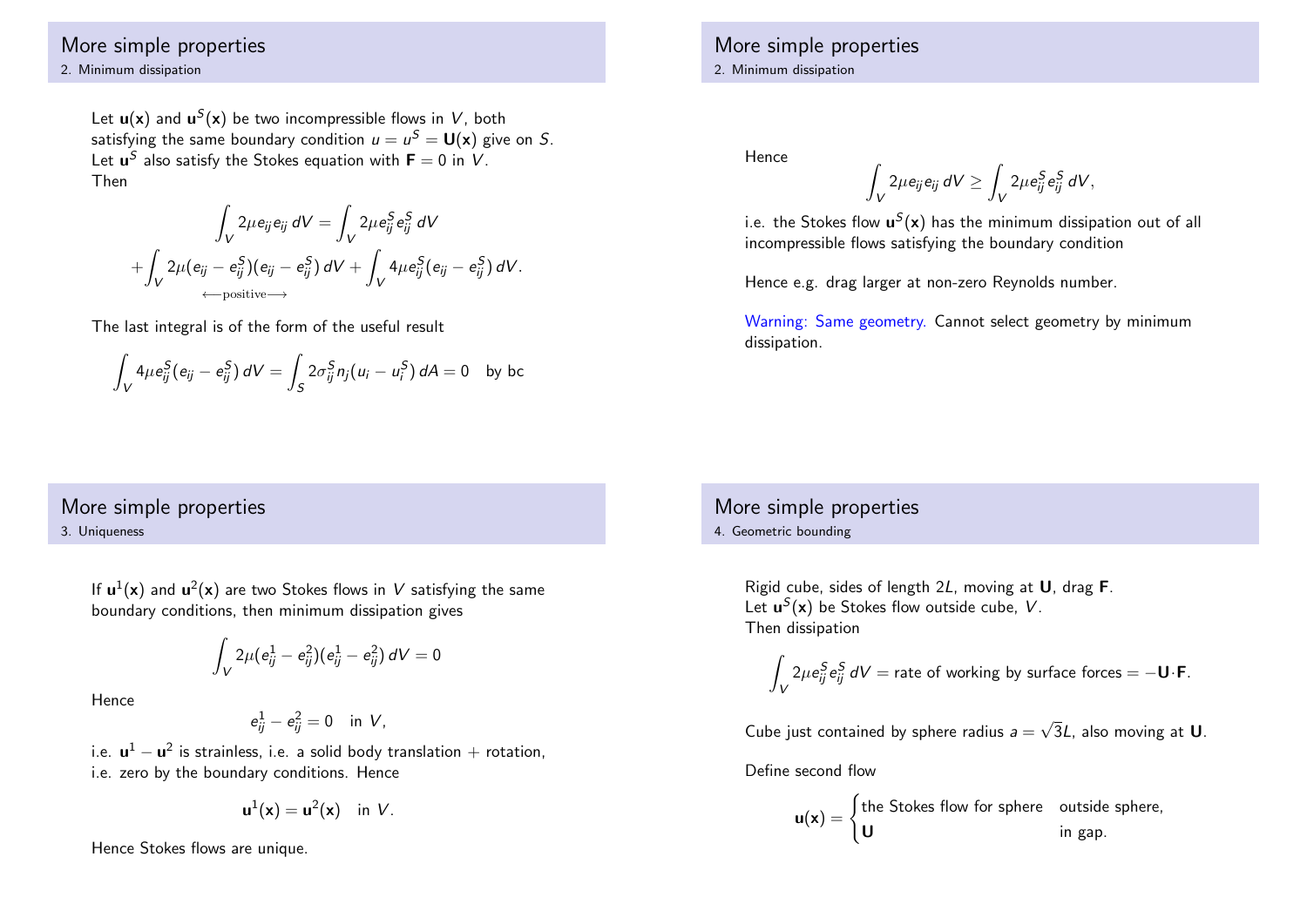## More simple properties
### 2. Minimum dissipation

Let $\mathbf{u}(\mathbf{x})$ and $\mathbf{u}^S(\mathbf{x})$ be two incompressible flows in $V$, both satisfying the same boundary condition $u = u^S = \mathbf{U}(\mathbf{x})$ give on $S$. Let $\mathbf{u}^S$ also satisfy the Stokes equation with $\mathbf{F} = 0$ in $V$.
Then

$$\int_V 2\mu e_{ij} e_{ij}\, dV = \int_V 2\mu e^S_{ij} e^S_{ij}\, dV$$

$$+ \underbrace{\int_V 2\mu (e_{ij} - e^S_{ij})(e_{ij} - e^S_{ij})\, dV}_{\longleftarrow \text{positive} \longrightarrow} + \int_V 4\mu e^S_{ij} (e_{ij} - e^S_{ij})\, dV.$$

The last integral is of the form of the useful result

$$\int_V 4\mu e^S_{ij} (e_{ij} - e^S_{ij})\, dV = \int_S 2\sigma^S_{ij} n_j (u_i - u^S_i)\, dA = 0 \quad \text{by bc}$$

## More simple properties
### 2. Minimum dissipation

Hence
$$\int_V 2\mu e_{ij} e_{ij}\, dV \geq \int_V 2\mu e^S_{ij} e^S_{ij}\, dV,$$

i.e. the Stokes flow $\mathbf{u}^S(\mathbf{x})$ has the minimum dissipation out of all incompressible flows satisfying the boundary condition

Hence e.g. drag larger at non-zero Reynolds number.

Warning: Same geometry. Cannot select geometry by minimum dissipation.

## More simple properties
### 3. Uniqueness

If $\mathbf{u}^1(\mathbf{x})$ and $\mathbf{u}^2(\mathbf{x})$ are two Stokes flows in $V$ satisfying the same boundary conditions, then minimum dissipation gives

$$\int_V 2\mu (e^1_{ij} - e^2_{ij})(e^1_{ij} - e^2_{ij})\, dV = 0$$

Hence

$$e^1_{ij} - e^2_{ij} = 0 \quad \text{in } V,$$

i.e. $\mathbf{u}^1 - \mathbf{u}^2$ is strainless, i.e. a solid body translation + rotation, i.e. zero by the boundary conditions. Hence

$$\mathbf{u}^1(\mathbf{x}) = \mathbf{u}^2(\mathbf{x}) \quad \text{in } V.$$

Hence Stokes flows are unique.

## More simple properties
### 4. Geometric bounding

Rigid cube, sides of length $2L$, moving at $\mathbf{U}$, drag $\mathbf{F}$.
Let $\mathbf{u}^S(\mathbf{x})$ be Stokes flow outside cube, $V$.
Then dissipation

$$\int_V 2\mu e^S_{ij} e^S_{ij}\, dV = \text{rate of working by surface forces} = -\mathbf{U}\cdot\mathbf{F}.$$

Cube just contained by sphere radius $a = \sqrt{3}L$, also moving at $\mathbf{U}$.

Define second flow

$$\mathbf{u}(\mathbf{x}) = \begin{cases} \text{the Stokes flow for sphere} & \text{outside sphere,} \\ \mathbf{U} & \text{in gap.} \end{cases}$$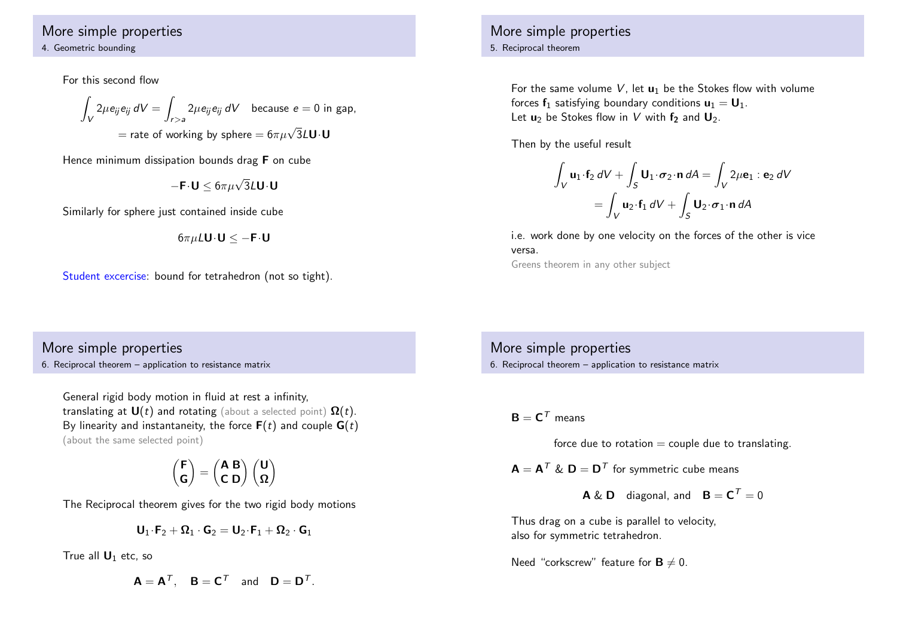## More simple properties

### 4. Geometric bounding

For this second flow

$$\int_V 2\mu e_{ij} e_{ij}\, dV = \int_{r>a} 2\mu e_{ij} e_{ij}\, dV \quad \text{because } e = 0 \text{ in gap,}$$

$$= \text{rate of working by sphere} = 6\pi\mu\sqrt{3}L\mathbf{U}\cdot\mathbf{U}$$

Hence minimum dissipation bounds drag $\mathbf{F}$ on cube

$$-\mathbf{F}\cdot\mathbf{U} \leq 6\pi\mu\sqrt{3}L\mathbf{U}\cdot\mathbf{U}$$

Similarly for sphere just contained inside cube

$$6\pi\mu L\mathbf{U}\cdot\mathbf{U} \leq -\mathbf{F}\cdot\mathbf{U}$$

Student excercise: bound for tetrahedron (not so tight).

## More simple properties

### 5. Reciprocal theorem

For the same volume $V$, let $\mathbf{u}_1$ be the Stokes flow with volume forces $\mathbf{f}_1$ satisfying boundary conditions $\mathbf{u}_1 = \mathbf{U}_1$.
Let $\mathbf{u}_2$ be Stokes flow in $V$ with $\mathbf{f}_2$ and $\mathbf{U}_2$.

Then by the useful result

$$\int_V \mathbf{u}_1\cdot\mathbf{f}_2\, dV + \int_S \mathbf{U}_1\cdot\boldsymbol{\sigma}_2\cdot\mathbf{n}\, dA = \int_V 2\mu\mathbf{e}_1 : \mathbf{e}_2\, dV$$

$$= \int_V \mathbf{u}_2\cdot\mathbf{f}_1\, dV + \int_S \mathbf{U}_2\cdot\boldsymbol{\sigma}_1\cdot\mathbf{n}\, dA$$

i.e. work done by one velocity on the forces of the other is vice versa.
Greens theorem in any other subject

## More simple properties

### 6. Reciprocal theorem – application to resistance matrix

General rigid body motion in fluid at rest a infinity,
translating at $\mathbf{U}(t)$ and rotating (about a selected point) $\boldsymbol{\Omega}(t)$.
By linearity and instantaneity, the force $\mathbf{F}(t)$ and couple $\mathbf{G}(t)$ (about the same selected point)

$$\begin{pmatrix}\mathbf{F}\\ \mathbf{G}\end{pmatrix} = \begin{pmatrix}\mathbf{A}\ \mathbf{B}\\ \mathbf{C}\ \mathbf{D}\end{pmatrix}\begin{pmatrix}\mathbf{U}\\ \boldsymbol{\Omega}\end{pmatrix}$$

The Reciprocal theorem gives for the two rigid body motions

$$\mathbf{U}_1\cdot\mathbf{F}_2 + \boldsymbol{\Omega}_1\cdot\mathbf{G}_2 = \mathbf{U}_2\cdot\mathbf{F}_1 + \boldsymbol{\Omega}_2\cdot\mathbf{G}_1$$

True all $\mathbf{U}_1$ etc, so

$$\mathbf{A} = \mathbf{A}^T, \quad \mathbf{B} = \mathbf{C}^T \quad \text{and} \quad \mathbf{D} = \mathbf{D}^T.$$

## More simple properties

### 6. Reciprocal theorem – application to resistance matrix

$\mathbf{B} = \mathbf{C}^T$ means

force due to rotation = couple due to translating.

$\mathbf{A} = \mathbf{A}^T$ & $\mathbf{D} = \mathbf{D}^T$ for symmetric cube means

$$\mathbf{A}\ \&\ \mathbf{D} \quad \text{diagonal, and} \quad \mathbf{B} = \mathbf{C}^T = 0$$

Thus drag on a cube is parallel to velocity,
also for symmetric tetrahedron.

Need "corkscrew" feature for $\mathbf{B} \neq 0$.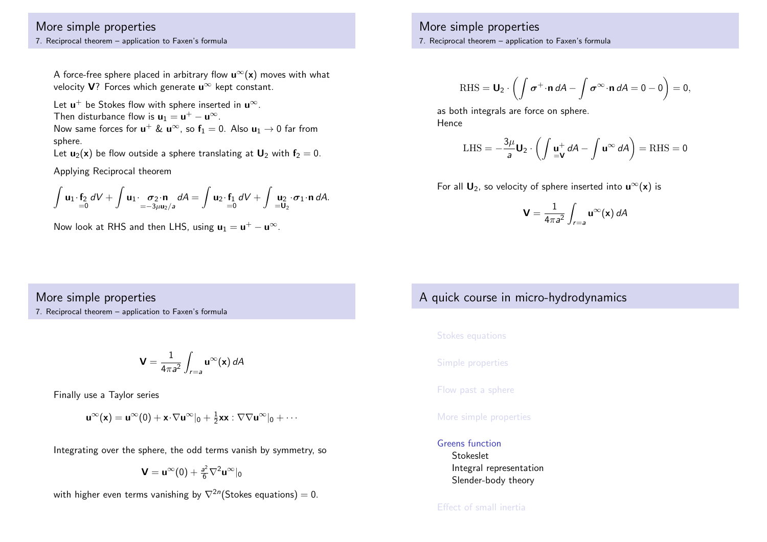## More simple properties

### 7. Reciprocal theorem – application to Faxen's formula

A force-free sphere placed in arbitrary flow $\mathbf{u}^\infty(\mathbf{x})$ moves with what velocity $\mathbf{V}$? Forces which generate $\mathbf{u}^\infty$ kept constant.

Let $\mathbf{u}^+$ be Stokes flow with sphere inserted in $\mathbf{u}^\infty$.
Then disturbance flow is $\mathbf{u}_1 = \mathbf{u}^+ - \mathbf{u}^\infty$.
Now same forces for $\mathbf{u}^+$ & $\mathbf{u}^\infty$, so $\mathbf{f}_1 = 0$. Also $\mathbf{u}_1 \to 0$ far from sphere.
Let $\mathbf{u}_2(\mathbf{x})$ be flow outside a sphere translating at $\mathbf{U}_2$ with $\mathbf{f}_2 = 0$.

Applying Reciprocal theorem

$$\int \mathbf{u}_1 \cdot \underbrace{\mathbf{f}_2}_{=0} \, dV + \int \mathbf{u}_1 \cdot \underbrace{\boldsymbol{\sigma}_2 \cdot \mathbf{n}}_{=-3\mu \mathbf{u}_2/a} \, dA = \int \mathbf{u}_2 \cdot \underbrace{\mathbf{f}_1}_{=0} \, dV + \int \underbrace{\mathbf{u}_2}_{=\mathbf{U}_2} \cdot \boldsymbol{\sigma}_1 \cdot \mathbf{n} \, dA.$$

Now look at RHS and then LHS, using $\mathbf{u}_1 = \mathbf{u}^+ - \mathbf{u}^\infty$.

## More simple properties

### 7. Reciprocal theorem – application to Faxen's formula

$$\mathrm{RHS} = \mathbf{U}_2 \cdot \left( \int \boldsymbol{\sigma}^+ \cdot \mathbf{n} \, dA - \int \boldsymbol{\sigma}^\infty \cdot \mathbf{n} \, dA = 0 - 0 \right) = 0,$$

as both integrals are force on sphere.
Hence

$$\mathrm{LHS} = -\frac{3\mu}{a} \mathbf{U}_2 \cdot \left( \int \underbrace{\mathbf{u}^+}_{=\mathbf{V}} \, dA - \int \mathbf{u}^\infty \, dA \right) = \mathrm{RHS} = 0$$

For all $\mathbf{U}_2$, so velocity of sphere inserted into $\mathbf{u}^\infty(\mathbf{x})$ is

$$\mathbf{V} = \frac{1}{4\pi a^2} \int_{r=a} \mathbf{u}^\infty(\mathbf{x}) \, dA$$

## More simple properties

### 7. Reciprocal theorem – application to Faxen's formula

$$\mathbf{V} = \frac{1}{4\pi a^2} \int_{r=a} \mathbf{u}^\infty(\mathbf{x}) \, dA$$

Finally use a Taylor series

$$\mathbf{u}^\infty(\mathbf{x}) = \mathbf{u}^\infty(0) + \mathbf{x} \cdot \nabla \mathbf{u}^\infty|_0 + \tfrac{1}{2} \mathbf{x}\mathbf{x} : \nabla\nabla \mathbf{u}^\infty|_0 + \cdots$$

Integrating over the sphere, the odd terms vanish by symmetry, so

$$\mathbf{V} = \mathbf{u}^\infty(0) + \tfrac{a^2}{6} \nabla^2 \mathbf{u}^\infty|_0$$

with higher even terms vanishing by $\nabla^{2n}$(Stokes equations) $= 0$.

## A quick course in micro-hydrodynamics

- Stokes equations
- Simple properties
- Flow past a sphere
- More simple properties
- Greens function
  - Stokeslet
  - Integral representation
  - Slender-body theory
- Effect of small inertia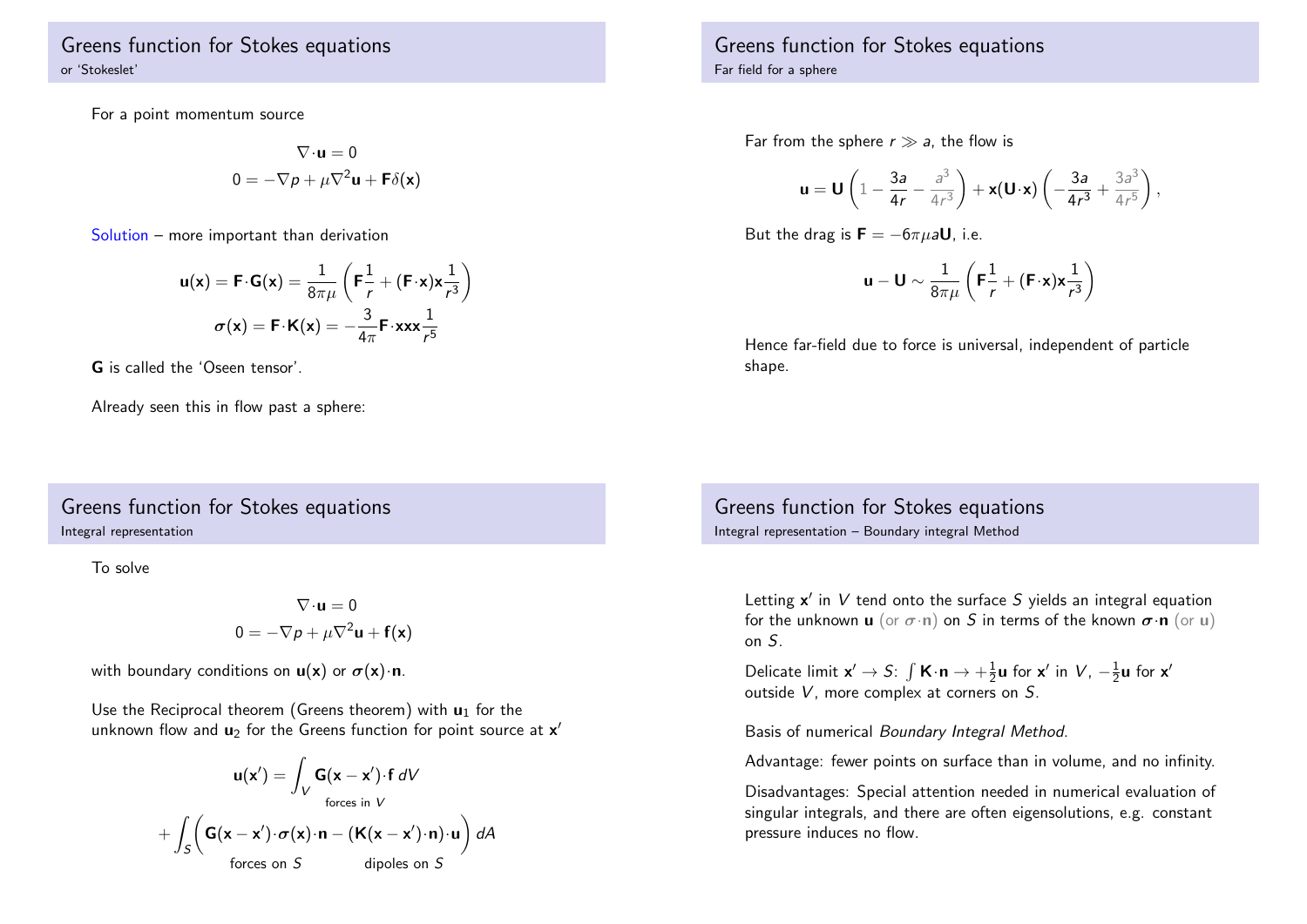## Greens function for Stokes equations

### or 'Stokeslet'

For a point momentum source

$$\nabla\cdot\mathbf{u} = 0$$
$$0 = -\nabla p + \mu\nabla^2\mathbf{u} + \mathbf{F}\delta(\mathbf{x})$$

Solution – more important than derivation

$$\mathbf{u}(\mathbf{x}) = \mathbf{F}\cdot\mathbf{G}(\mathbf{x}) = \frac{1}{8\pi\mu}\left(\mathbf{F}\frac{1}{r} + (\mathbf{F}\cdot\mathbf{x})\mathbf{x}\frac{1}{r^3}\right)$$
$$\boldsymbol{\sigma}(\mathbf{x}) = \mathbf{F}\cdot\mathbf{K}(\mathbf{x}) = -\frac{3}{4\pi}\mathbf{F}\cdot\mathbf{x}\mathbf{x}\mathbf{x}\frac{1}{r^5}$$

**G** is called the 'Oseen tensor'.

Already seen this in flow past a sphere:

## Greens function for Stokes equations

### Far field for a sphere

Far from the sphere $r \gg a$, the flow is

$$\mathbf{u} = \mathbf{U}\left(1 - \frac{3a}{4r} - \frac{a^3}{4r^3}\right) + \mathbf{x}(\mathbf{U}\cdot\mathbf{x})\left(-\frac{3a}{4r^3} + \frac{3a^3}{4r^5}\right),$$

But the drag is $\mathbf{F} = -6\pi\mu a\mathbf{U}$, i.e.

$$\mathbf{u} - \mathbf{U} \sim \frac{1}{8\pi\mu}\left(\mathbf{F}\frac{1}{r} + (\mathbf{F}\cdot\mathbf{x})\mathbf{x}\frac{1}{r^3}\right)$$

Hence far-field due to force is universal, independent of particle shape.

## Greens function for Stokes equations

### Integral representation

To solve

$$\nabla\cdot\mathbf{u} = 0$$
$$0 = -\nabla p + \mu\nabla^2\mathbf{u} + \mathbf{f}(\mathbf{x})$$

with boundary conditions on $\mathbf{u}(\mathbf{x})$ or $\boldsymbol{\sigma}(\mathbf{x})\cdot\mathbf{n}$.

Use the Reciprocal theorem (Greens theorem) with $\mathbf{u}_1$ for the unknown flow and $\mathbf{u}_2$ for the Greens function for point source at $\mathbf{x}'$

$$\mathbf{u}(\mathbf{x}') = \underbrace{\int_V \mathbf{G}(\mathbf{x}-\mathbf{x}')\cdot\mathbf{f}\,dV}_{\text{forces in } V}$$
$$+\int_S\Big(\underbrace{\mathbf{G}(\mathbf{x}-\mathbf{x}')\cdot\boldsymbol{\sigma}(\mathbf{x})\cdot\mathbf{n}}_{\text{forces on } S} - \underbrace{(\mathbf{K}(\mathbf{x}-\mathbf{x}')\cdot\mathbf{n})\cdot\mathbf{u}}_{\text{dipoles on } S}\Big)\,dA$$

## Greens function for Stokes equations

### Integral representation – Boundary integral Method

Letting $\mathbf{x}'$ in $V$ tend onto the surface $S$ yields an integral equation for the unknown $\mathbf{u}$ (or $\boldsymbol{\sigma}\cdot\mathbf{n}$) on $S$ in terms of the known $\boldsymbol{\sigma}\cdot\mathbf{n}$ (or $\mathbf{u}$) on $S$.

Delicate limit $\mathbf{x}' \to S$: $\int \mathbf{K}\cdot\mathbf{n} \to +\frac{1}{2}\mathbf{u}$ for $\mathbf{x}'$ in $V$, $-\frac{1}{2}\mathbf{u}$ for $\mathbf{x}'$ outside $V$, more complex at corners on $S$.

Basis of numerical *Boundary Integral Method*.

Advantage: fewer points on surface than in volume, and no infinity.

Disadvantages: Special attention needed in numerical evaluation of singular integrals, and there are often eigensolutions, e.g. constant pressure induces no flow.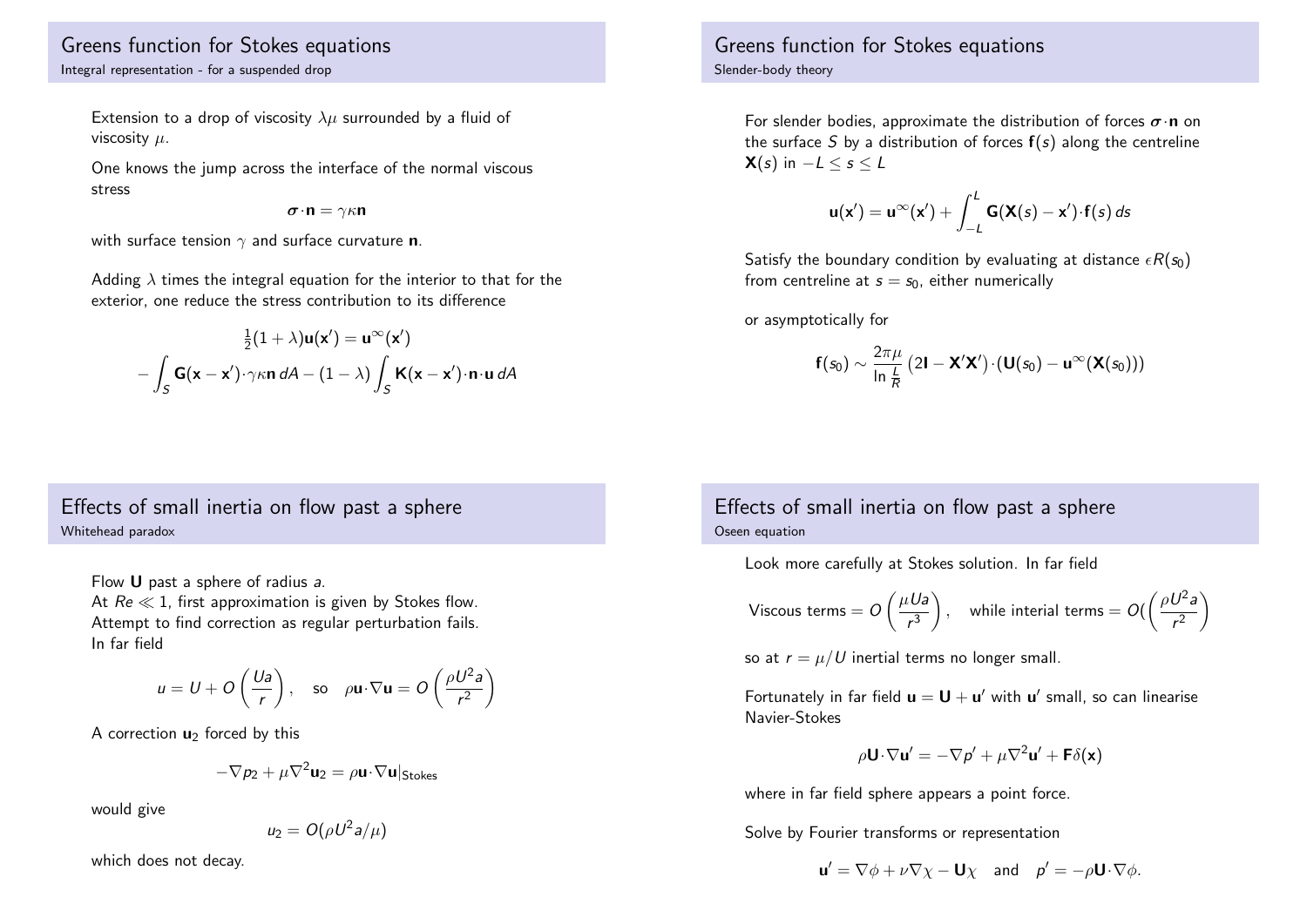## Greens function for Stokes equations

### Integral representation - for a suspended drop

Extension to a drop of viscosity $\lambda\mu$ surrounded by a fluid of viscosity $\mu$.

One knows the jump across the interface of the normal viscous stress

$$\boldsymbol{\sigma}\cdot\mathbf{n} = \gamma\kappa\mathbf{n}$$

with surface tension $\gamma$ and surface curvature $\mathbf{n}$.

Adding $\lambda$ times the integral equation for the interior to that for the exterior, one reduce the stress contribution to its difference

$$\tfrac{1}{2}(1+\lambda)\mathbf{u}(\mathbf{x}') = \mathbf{u}^{\infty}(\mathbf{x}')$$
$$-\int_S \mathbf{G}(\mathbf{x}-\mathbf{x}')\cdot\gamma\kappa\mathbf{n}\,dA - (1-\lambda)\int_S \mathbf{K}(\mathbf{x}-\mathbf{x}')\cdot\mathbf{n}\cdot\mathbf{u}\,dA$$

## Greens function for Stokes equations

### Slender-body theory

For slender bodies, approximate the distribution of forces $\boldsymbol{\sigma}\cdot\mathbf{n}$ on the surface $S$ by a distribution of forces $\mathbf{f}(s)$ along the centreline $\mathbf{X}(s)$ in $-L \le s \le L$

$$\mathbf{u}(\mathbf{x}') = \mathbf{u}^{\infty}(\mathbf{x}') + \int_{-L}^{L} \mathbf{G}(\mathbf{X}(s)-\mathbf{x}')\cdot\mathbf{f}(s)\,ds$$

Satisfy the boundary condition by evaluating at distance $\epsilon R(s_0)$ from centreline at $s = s_0$, either numerically

or asymptotically for

$$\mathbf{f}(s_0) \sim \frac{2\pi\mu}{\ln\frac{L}{R}}\left(2\mathbf{I} - \mathbf{X}'\mathbf{X}'\right)\cdot\left(\mathbf{U}(s_0) - \mathbf{u}^{\infty}(\mathbf{X}(s_0))\right)$$

## Effects of small inertia on flow past a sphere

### Whitehead paradox

Flow $\mathbf{U}$ past a sphere of radius $a$.
At $Re \ll 1$, first approximation is given by Stokes flow.
Attempt to find correction as regular perturbation fails.
In far field

$$u = U + O\left(\frac{Ua}{r}\right), \quad \text{so} \quad \rho\mathbf{u}\cdot\nabla\mathbf{u} = O\left(\frac{\rho U^2 a}{r^2}\right)$$

A correction $\mathbf{u}_2$ forced by this

$$-\nabla p_2 + \mu\nabla^2\mathbf{u}_2 = \rho\mathbf{u}\cdot\nabla\mathbf{u}|_{\text{Stokes}}$$

would give

$$u_2 = O(\rho U^2 a/\mu)$$

which does not decay.

## Effects of small inertia on flow past a sphere

### Oseen equation

Look more carefully at Stokes solution. In far field

$$\text{Viscous terms} = O\left(\frac{\mu U a}{r^3}\right), \quad \text{while interial terms} = O(\left(\frac{\rho U^2 a}{r^2}\right)$$

so at $r = \mu/U$ inertial terms no longer small.

Fortunately in far field $\mathbf{u} = \mathbf{U} + \mathbf{u}'$ with $\mathbf{u}'$ small, so can linearise Navier-Stokes

$$\rho\mathbf{U}\cdot\nabla\mathbf{u}' = -\nabla p' + \mu\nabla^2\mathbf{u}' + \mathbf{F}\delta(\mathbf{x})$$

where in far field sphere appears a point force.

Solve by Fourier transforms or representation

$$\mathbf{u}' = \nabla\phi + \nu\nabla\chi - \mathbf{U}\chi \quad \text{and} \quad p' = -\rho\mathbf{U}\cdot\nabla\phi.$$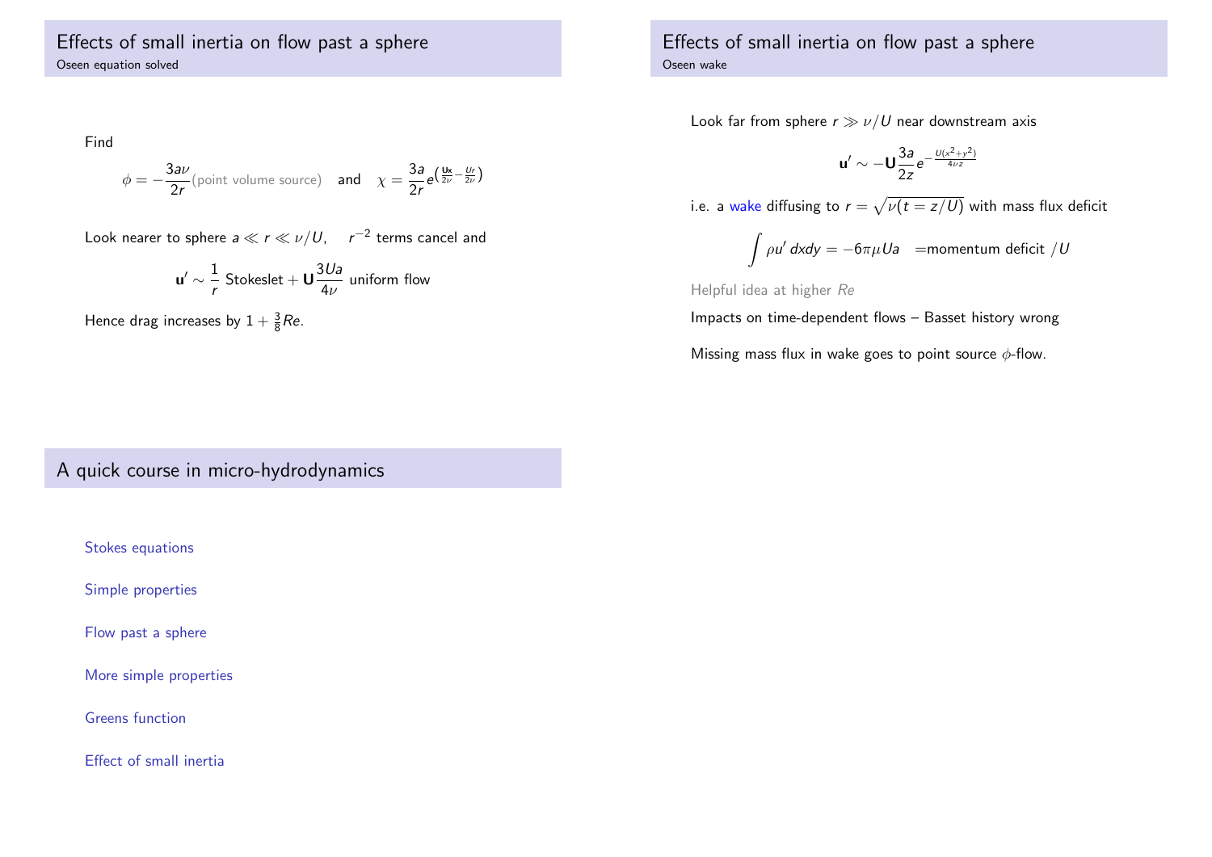## Effects of small inertia on flow past a sphere

Oseen equation solved

Find

$$\phi = -\frac{3a\nu}{2r}\text{(point volume source)} \quad \text{and} \quad \chi = \frac{3a}{2r}e^{\left(\frac{\mathbf{U}\mathbf{x}}{2\nu} - \frac{Ur}{2\nu}\right)}$$

Look nearer to sphere $a \ll r \ll \nu/U$, $\quad r^{-2}$ terms cancel and

$$\mathbf{u}' \sim \frac{1}{r} \text{ Stokeslet} + \mathbf{U}\frac{3Ua}{4\nu} \text{ uniform flow}$$

Hence drag increases by $1 + \frac{3}{8}Re$.

## Effects of small inertia on flow past a sphere

Oseen wake

Look far from sphere $r \gg \nu/U$ near downstream axis

$$\mathbf{u}' \sim -\mathbf{U}\frac{3a}{2z}e^{-\frac{U(x^2+y^2)}{4\nu z}}$$

i.e. a wake diffusing to $r = \sqrt{\nu(t = z/U)}$ with mass flux deficit

$$\int \rho u' \, dxdy = -6\pi\mu Ua \quad = \text{momentum deficit } /U$$

Helpful idea at higher $Re$

Impacts on time-dependent flows – Basset history wrong

Missing mass flux in wake goes to point source $\phi$-flow.

## A quick course in micro-hydrodynamics

- Stokes equations
- Simple properties
- Flow past a sphere
- More simple properties
- Greens function
- Effect of small inertia